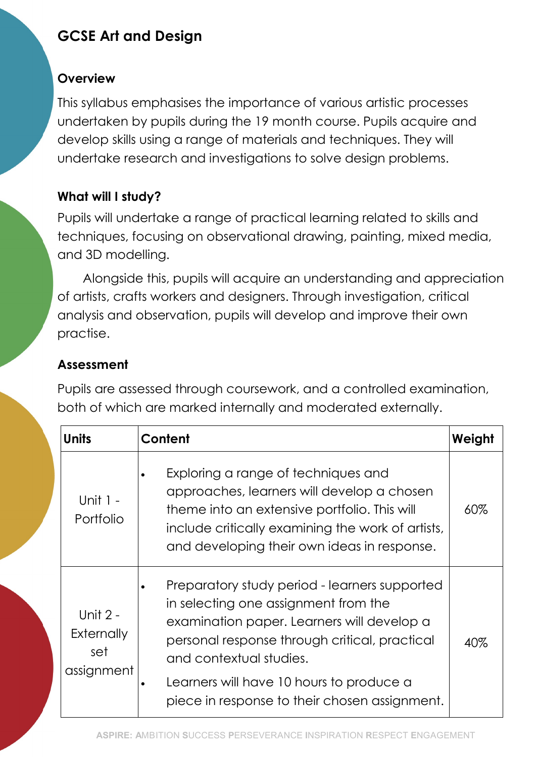# GCSE Art and Design

## Overview

This syllabus emphasises the importance of various artistic processes undertaken by pupils during the 19 month course. Pupils acquire and develop skills using a range of materials and techniques. They will undertake research and investigations to solve design problems.

## What will I study?

Pupils will undertake a range of practical learning related to skills and techniques, focusing on observational drawing, painting, mixed media, and 3D modelling.

Alongside this, pupils will acquire an understanding and appreciation of artists, crafts workers and designers. Through investigation, critical analysis and observation, pupils will develop and improve their own practise.

## Assessment

Pupils are assessed through coursework, and a controlled examination, both of which are marked internally and moderated externally.

| Units | Content | Weight |
|---|---|---|
| Unit 1 - Portfolio | • Exploring a range of techniques and approaches, learners will develop a chosen theme into an extensive portfolio. This will include critically examining the work of artists, and developing their own ideas in response. | 60% |
| Unit 2 - Externally set assignment | • Preparatory study period - learners supported in selecting one assignment from the examination paper. Learners will develop a personal response through critical, practical and contextual studies. <br> • Learners will have 10 hours to produce a piece in response to their chosen assignment. | 40% |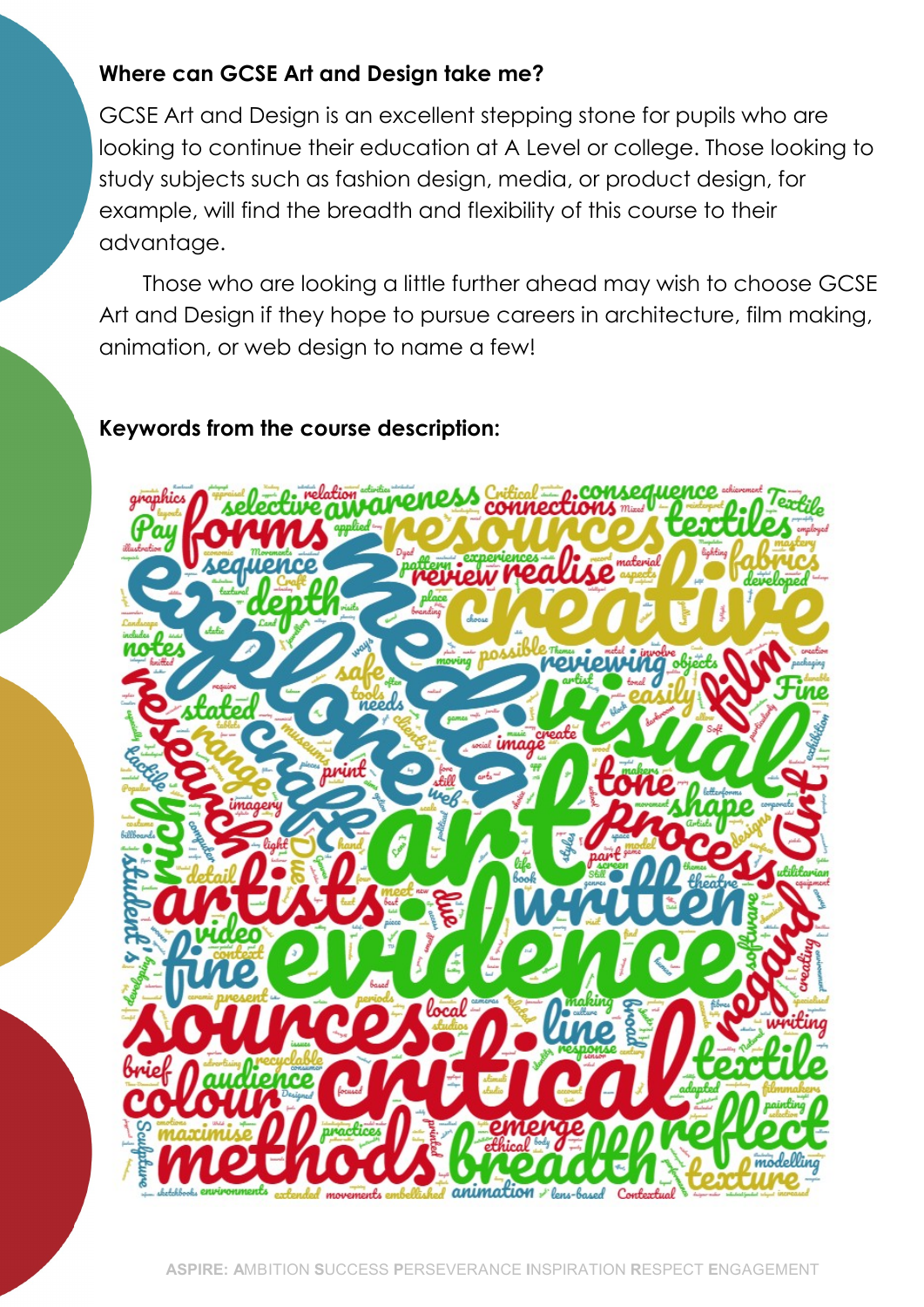**Where can GCSE Art and Design take me?**

GCSE Art and Design is an excellent stepping stone for pupils who are looking to continue their education at A Level or college. Those looking to study subjects such as fashion design, media, or product design, for example, will find the breadth and flexibility of this course to their advantage.

Those who are looking a little further ahead may wish to choose GCSE Art and Design if they hope to pursue careers in architecture, film making, animation, or web design to name a few!

**Keywords from the course description:**

art
evidence
explore
media
visual
creative
critical
sources
methods
artists
written
resources
research
craft
breadth
reflect
textile
textiles
fabrics
forms
process
regard
film
fine
colour
rich
range
sequence
depth
selective
awareness
consequence
connections
review
realise
reviewing
tone
shape
line
texture
audience
print
video